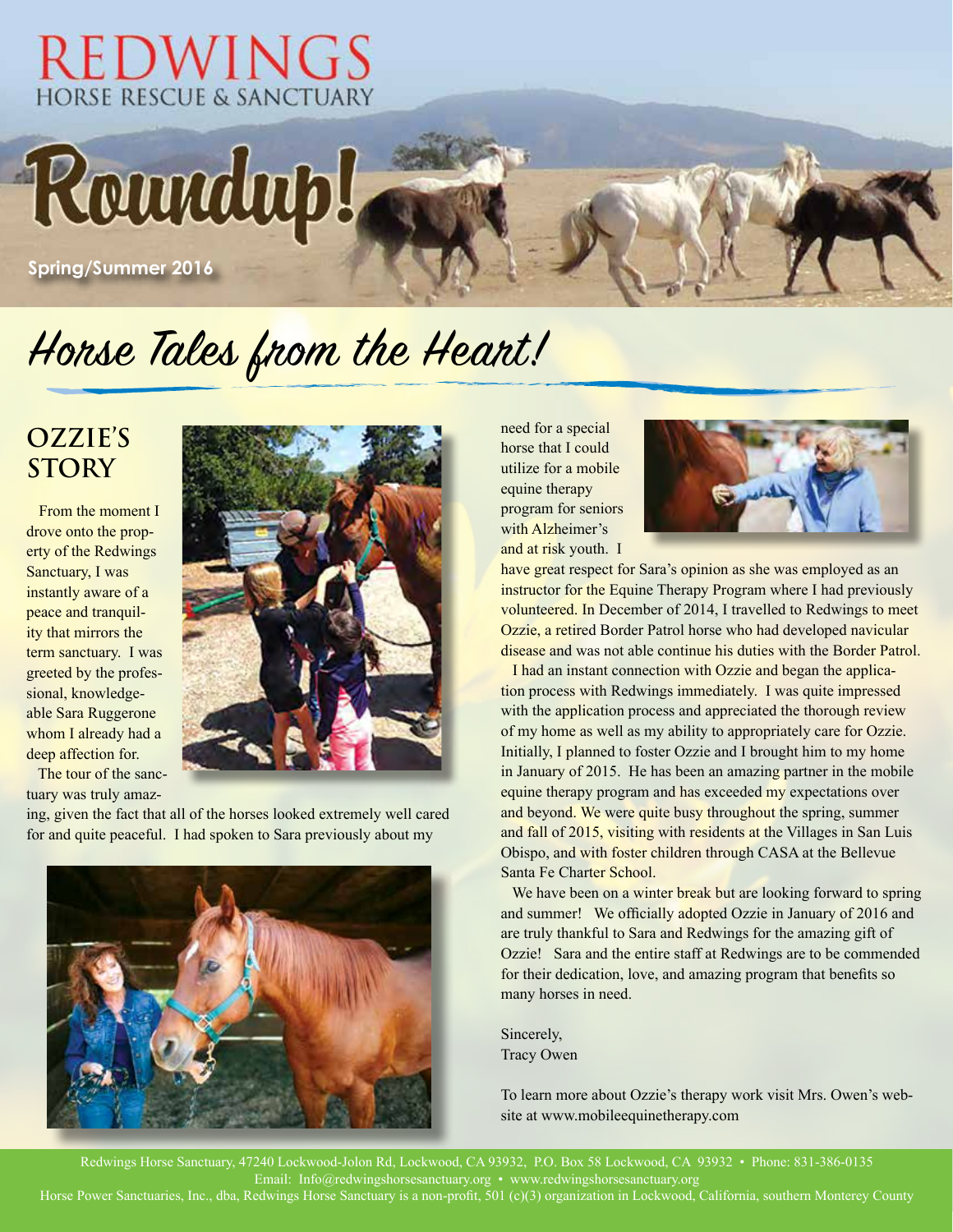# REDWINGS
HORSE RESCUE & SANCTUARY

# Roundup!

Spring/Summer 2016

## Horse Tales from the Heart!

### OZZIE'S STORY

From the moment I drove onto the property of the Redwings Sanctuary, I was instantly aware of a peace and tranquility that mirrors the term sanctuary. I was greeted by the professional, knowledgeable Sara Ruggerone whom I already had a deep affection for.

The tour of the sanctuary was truly amazing, given the fact that all of the horses looked extremely well cared for and quite peaceful. I had spoken to Sara previously about my need for a special horse that I could utilize for a mobile equine therapy program for seniors with Alzheimer's and at risk youth. I have great respect for Sara's opinion as she was employed as an instructor for the Equine Therapy Program where I had previously volunteered. In December of 2014, I travelled to Redwings to meet Ozzie, a retired Border Patrol horse who had developed navicular disease and was not able continue his duties with the Border Patrol.

I had an instant connection with Ozzie and began the application process with Redwings immediately. I was quite impressed with the application process and appreciated the thorough review of my home as well as my ability to appropriately care for Ozzie. Initially, I planned to foster Ozzie and I brought him to my home in January of 2015. He has been an amazing partner in the mobile equine therapy program and has exceeded my expectations over and beyond. We were quite busy throughout the spring, summer and fall of 2015, visiting with residents at the Villages in San Luis Obispo, and with foster children through CASA at the Bellevue Santa Fe Charter School.

We have been on a winter break but are looking forward to spring and summer! We officially adopted Ozzie in January of 2016 and are truly thankful to Sara and Redwings for the amazing gift of Ozzie! Sara and the entire staff at Redwings are to be commended for their dedication, love, and amazing program that benefits so many horses in need.

Sincerely,
Tracy Owen

To learn more about Ozzie's therapy work visit Mrs. Owen's website at www.mobileequinetherapy.com

Redwings Horse Sanctuary, 47240 Lockwood-Jolon Rd, Lockwood, CA 93932, P.O. Box 58 Lockwood, CA 93932 • Phone: 831-386-0135
Email: Info@redwingshorsesanctuary.org • www.redwingshorsesanctuary.org
Horse Power Sanctuaries, Inc., dba, Redwings Horse Sanctuary is a non-profit, 501 (c)(3) organization in Lockwood, California, southern Monterey County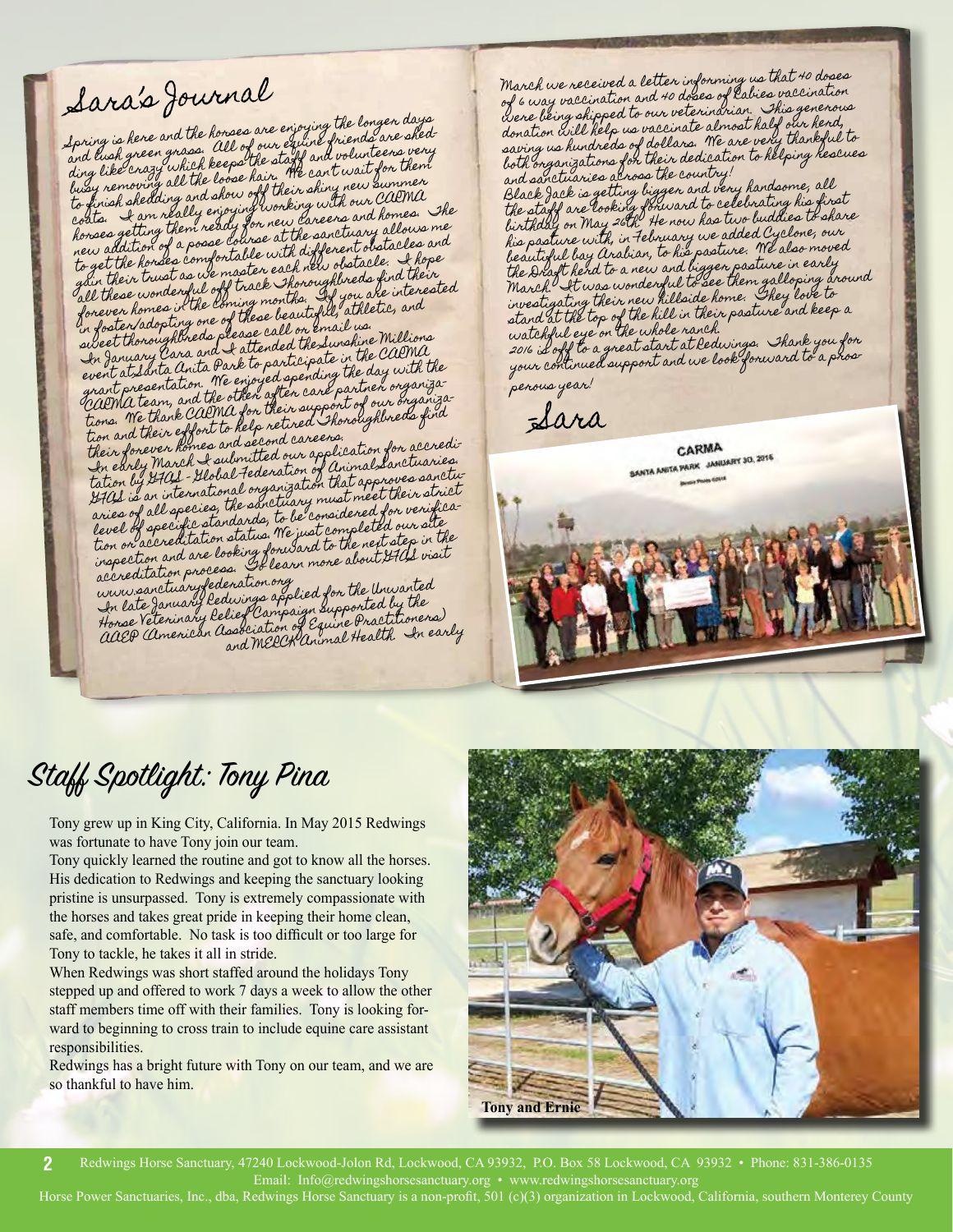# Sara's Journal

Spring is here and the horses are enjoying the longer days and lush green grass. All of our equine friends are shedding like crazy which keeps the staff and volunteers very busy removing all the loose hair. We can't wait for them to finish shedding and show off their shiny new summer coats. I am really enjoying working with our CARMA horses getting them ready for new careers and homes. The new addition of a posse course at the sanctuary allows me to get the horses comfortable with different obstacles and gain their trust as we master each new obstacle. I hope all these wonderful off track Thoroughbreds find their forever homes in the coming months. If you are interested in foster/adopting one of these beautiful, athletic, and sweet thoroughbreds please call or email us.

In January Cara and I attended the Sunshine Millions event at Santa Anita Park to participate in the CARMA grant presentation. We enjoyed spending the day with the CARMA team, and the other after care partner organizations. We thank CARMA for their support of our organization and their effort to help retired Thoroughbreds find their forever homes and second careers.

In early March I submitted our application for accreditation by GFAS - Global Federation of Animal Sanctuaries. GFAS is an international organization that approves sanctuaries of all species, the sanctuary must meet their strict level of specific standards, to be considered for verification or accreditation status. We just completed our site inspection and are looking forward to the next step in the accreditation process. To learn more about GFAS visit www.sanctuaryfederation.org

In late January Redwings applied for the Unwanted Horse Veterinary Relief Campaign supported by the AAEP American Association of Equine Practitioners) and MERCK Animal Health. In early March we received a letter informing us that 40 doses of 6 way vaccination and 40 doses of Rabies vaccination were being shipped to our veterinarian. This generous donation will help us vaccinate almost half our herd, saving us hundreds of dollars. We are very thankful to both organizations for their dedication to helping rescues and sanctuaries across the country!

Black Jack is getting bigger and very handsome, all the staff are looking forward to celebrating his first birthday on May 26th. He now has two buddies to share his pasture with, in February we added Cyclone, our beautiful bay Arabian, to his pasture. We also moved the Draft herd to a new and bigger pasture in early March. It was wonderful to see them galloping around investigating their new hillside home. They love to stand at the top of the hill in their pasture and keep a watchful eye on the whole ranch.

2016 is off to a great start at Redwings. Thank you for your continued support and we look forward to a prosperous year!

Sara

CARMA
SANTA ANITA PARK JANUARY 30, 2016

# Staff Spotlight: Tony Pina

Tony grew up in King City, California. In May 2015 Redwings was fortunate to have Tony join our team.

Tony quickly learned the routine and got to know all the horses. His dedication to Redwings and keeping the sanctuary looking pristine is unsurpassed. Tony is extremely compassionate with the horses and takes great pride in keeping their home clean, safe, and comfortable. No task is too difficult or too large for Tony to tackle, he takes it all in stride.

When Redwings was short staffed around the holidays Tony stepped up and offered to work 7 days a week to allow the other staff members time off with their families. Tony is looking forward to beginning to cross train to include equine care assistant responsibilities.

Redwings has a bright future with Tony on our team, and we are so thankful to have him.

**Tony and Ernie**

Redwings Horse Sanctuary, 47240 Lockwood-Jolon Rd, Lockwood, CA 93932, P.O. Box 58 Lockwood, CA 93932 • Phone: 831-386-0135
Email: Info@redwingshorsesanctuary.org • www.redwingshorsesanctuary.org
Horse Power Sanctuaries, Inc., dba, Redwings Horse Sanctuary is a non-profit, 501 (c)(3) organization in Lockwood, California, southern Monterey County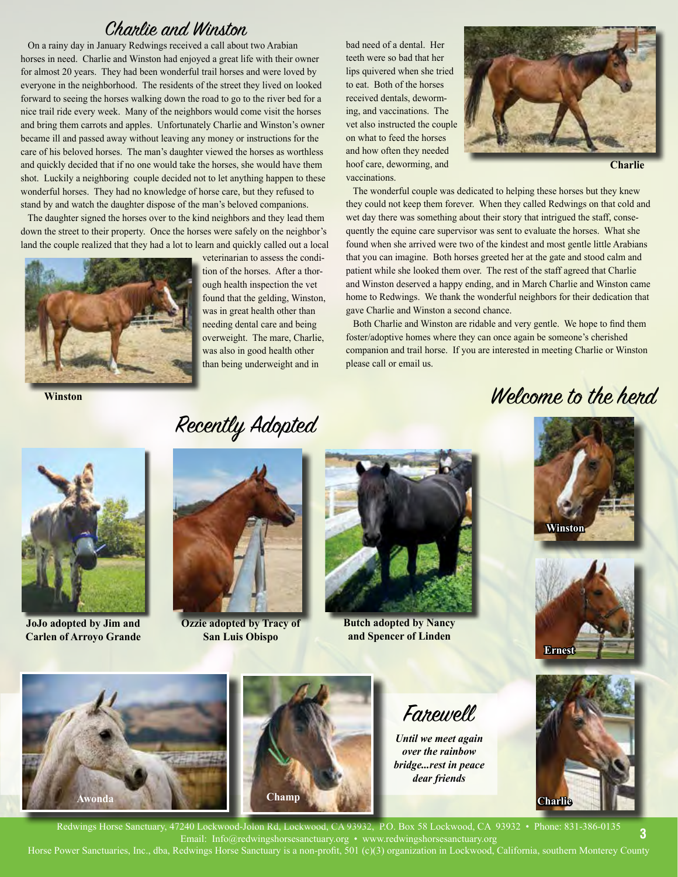## Charlie and Winston

On a rainy day in January Redwings received a call about two Arabian horses in need. Charlie and Winston had enjoyed a great life with their owner for almost 20 years. They had been wonderful trail horses and were loved by everyone in the neighborhood. The residents of the street they lived on looked forward to seeing the horses walking down the road to go to the river bed for a nice trail ride every week. Many of the neighbors would come visit the horses and bring them carrots and apples. Unfortunately Charlie and Winston's owner became ill and passed away without leaving any money or instructions for the care of his beloved horses. The man's daughter viewed the horses as worthless and quickly decided that if no one would take the horses, she would have them shot. Luckily a neighboring couple decided not to let anything happen to these wonderful horses. They had no knowledge of horse care, but they refused to stand by and watch the daughter dispose of the man's beloved companions.

The daughter signed the horses over to the kind neighbors and they lead them down the street to their property. Once the horses were safely on the neighbor's land the couple realized that they had a lot to learn and quickly called out a local veterinarian to assess the condition of the horses. After a thorough health inspection the vet found that the gelding, Winston, was in great health other than needing dental care and being overweight. The mare, Charlie, was also in good health other than being underweight and in bad need of a dental. Her teeth were so bad that her lips quivered when she tried to eat. Both of the horses received dentals, deworming, and vaccinations. The vet also instructed the couple on what to feed the horses and how often they needed hoof care, deworming, and vaccinations.

**Winston**

**Charlie**

The wonderful couple was dedicated to helping these horses but they knew they could not keep them forever. When they called Redwings on that cold and wet day there was something about their story that intrigued the staff, consequently the equine care supervisor was sent to evaluate the horses. What she found when she arrived were two of the kindest and most gentle little Arabians that you can imagine. Both horses greeted her at the gate and stood calm and patient while she looked them over. The rest of the staff agreed that Charlie and Winston deserved a happy ending, and in March Charlie and Winston came home to Redwings. We thank the wonderful neighbors for their dedication that gave Charlie and Winston a second chance.

Both Charlie and Winston are ridable and very gentle. We hope to find them foster/adoptive homes where they can once again be someone's cherished companion and trail horse. If you are interested in meeting Charlie or Winston please call or email us.

## Recently Adopted

**JoJo adopted by Jim and Carlen of Arroyo Grande**

**Ozzie adopted by Tracy of San Luis Obispo**

**Butch adopted by Nancy and Spencer of Linden**

## Welcome to the herd

Winston

Ernest

Charlie

## Farewell

Awonda

Champ

*Until we meet again over the rainbow bridge...rest in peace dear friends*

Redwings Horse Sanctuary, 47240 Lockwood-Jolon Rd, Lockwood, CA 93932, P.O. Box 58 Lockwood, CA 93932 • Phone: 831-386-0135
Email: Info@redwingshorsesanctuary.org • www.redwingshorsesanctuary.org
Horse Power Sanctuaries, Inc., dba, Redwings Horse Sanctuary is a non-profit, 501 (c)(3) organization in Lockwood, California, southern Monterey County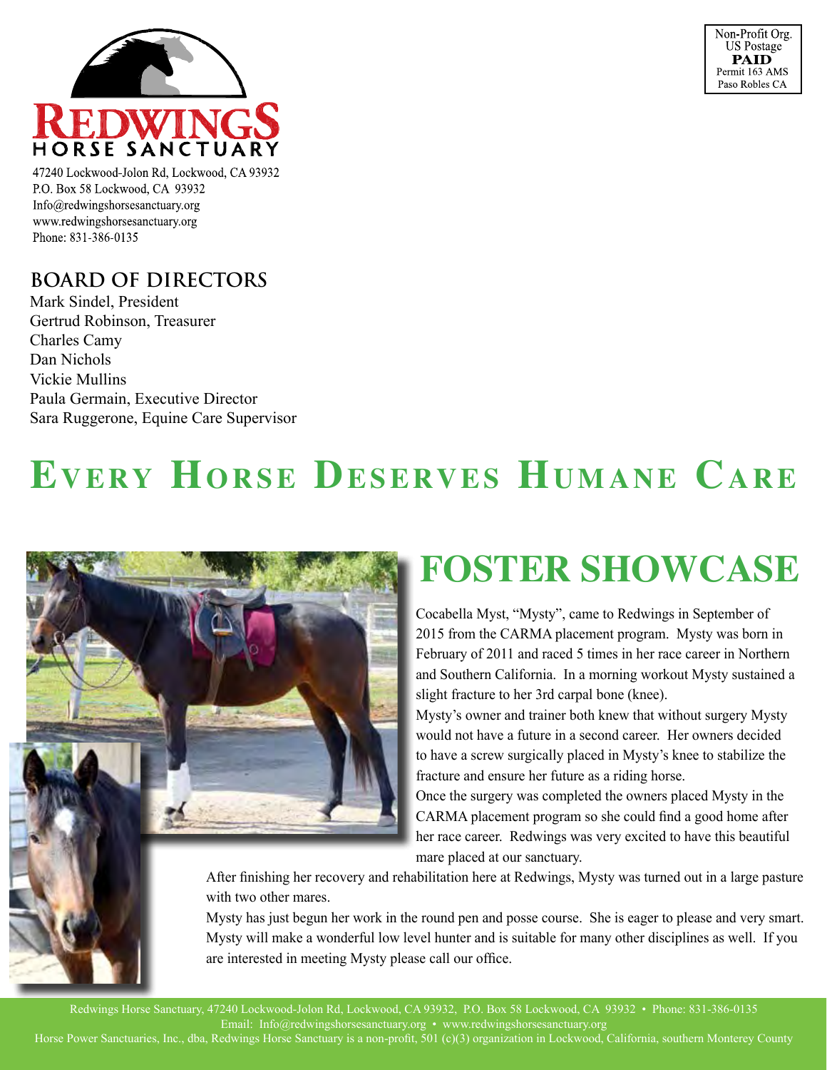REDWINGS

HORSE SANCTUARY

47240 Lockwood-Jolon Rd, Lockwood, CA 93932
P.O. Box 58 Lockwood, CA 93932
Info@redwingshorsesanctuary.org
www.redwingshorsesanctuary.org
Phone: 831-386-0135

Non-Profit Org.
US Postage
**PAID**
Permit 163 AMS
Paso Robles CA

## BOARD OF DIRECTORS

Mark Sindel, President
Gertrud Robinson, Treasurer
Charles Camy
Dan Nichols
Vickie Mullins
Paula Germain, Executive Director
Sara Ruggerone, Equine Care Supervisor

# Every Horse Deserves Humane Care

## FOSTER SHOWCASE

Cocabella Myst, "Mysty", came to Redwings in September of 2015 from the CARMA placement program. Mysty was born in February of 2011 and raced 5 times in her race career in Northern and Southern California. In a morning workout Mysty sustained a slight fracture to her 3rd carpal bone (knee).

Mysty's owner and trainer both knew that without surgery Mysty would not have a future in a second career. Her owners decided to have a screw surgically placed in Mysty's knee to stabilize the fracture and ensure her future as a riding horse.

Once the surgery was completed the owners placed Mysty in the CARMA placement program so she could find a good home after her race career. Redwings was very excited to have this beautiful mare placed at our sanctuary.

After finishing her recovery and rehabilitation here at Redwings, Mysty was turned out in a large pasture with two other mares.

Mysty has just begun her work in the round pen and posse course. She is eager to please and very smart. Mysty will make a wonderful low level hunter and is suitable for many other disciplines as well. If you are interested in meeting Mysty please call our office.

Redwings Horse Sanctuary, 47240 Lockwood-Jolon Rd, Lockwood, CA 93932, P.O. Box 58 Lockwood, CA 93932 • Phone: 831-386-0135
Email: Info@redwingshorsesanctuary.org • www.redwingshorsesanctuary.org
Horse Power Sanctuaries, Inc., dba, Redwings Horse Sanctuary is a non-profit, 501 (c)(3) organization in Lockwood, California, southern Monterey County